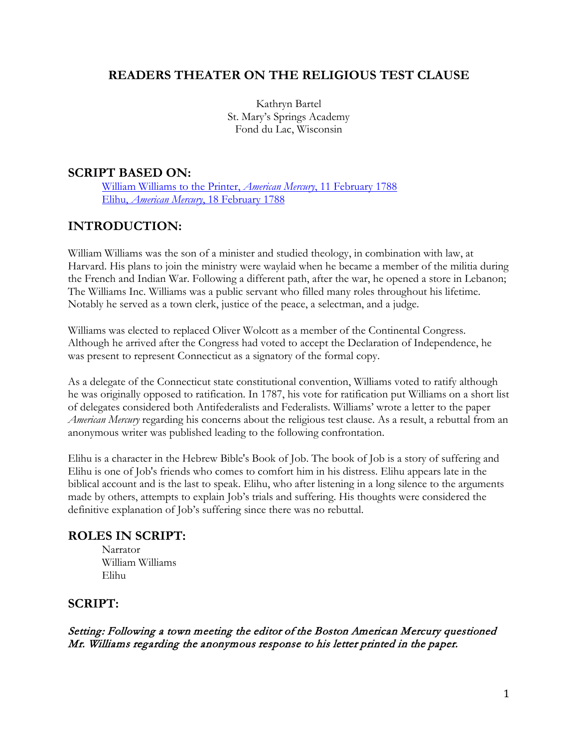# READERS THEATER ON THE RELIGIOUS TEST CLAUSE

Kathryn Bartel
St. Mary's Springs Academy
Fond du Lac, Wisconsin

## SCRIPT BASED ON:

[William Williams to the Printer, *American Mercury*, 11 February 1788]
[Elihu, *American Mercury*, 18 February 1788]

## INTRODUCTION:

William Williams was the son of a minister and studied theology, in combination with law, at Harvard. His plans to join the ministry were waylaid when he became a member of the militia during the French and Indian War. Following a different path, after the war, he opened a store in Lebanon; The Williams Inc. Williams was a public servant who filled many roles throughout his lifetime. Notably he served as a town clerk, justice of the peace, a selectman, and a judge.

Williams was elected to replaced Oliver Wolcott as a member of the Continental Congress. Although he arrived after the Congress had voted to accept the Declaration of Independence, he was present to represent Connecticut as a signatory of the formal copy.

As a delegate of the Connecticut state constitutional convention, Williams voted to ratify although he was originally opposed to ratification. In 1787, his vote for ratification put Williams on a short list of delegates considered both Antifederalists and Federalists. Williams' wrote a letter to the paper *American Mercury* regarding his concerns about the religious test clause. As a result, a rebuttal from an anonymous writer was published leading to the following confrontation.

Elihu is a character in the Hebrew Bible's Book of Job. The book of Job is a story of suffering and Elihu is one of Job's friends who comes to comfort him in his distress. Elihu appears late in the biblical account and is the last to speak. Elihu, who after listening in a long silence to the arguments made by others, attempts to explain Job's trials and suffering. His thoughts were considered the definitive explanation of Job's suffering since there was no rebuttal.

## ROLES IN SCRIPT:

Narrator
William Williams
Elihu

## SCRIPT:

***Setting: Following a town meeting the editor of the Boston American Mercury questioned Mr. Williams regarding the anonymous response to his letter printed in the paper.***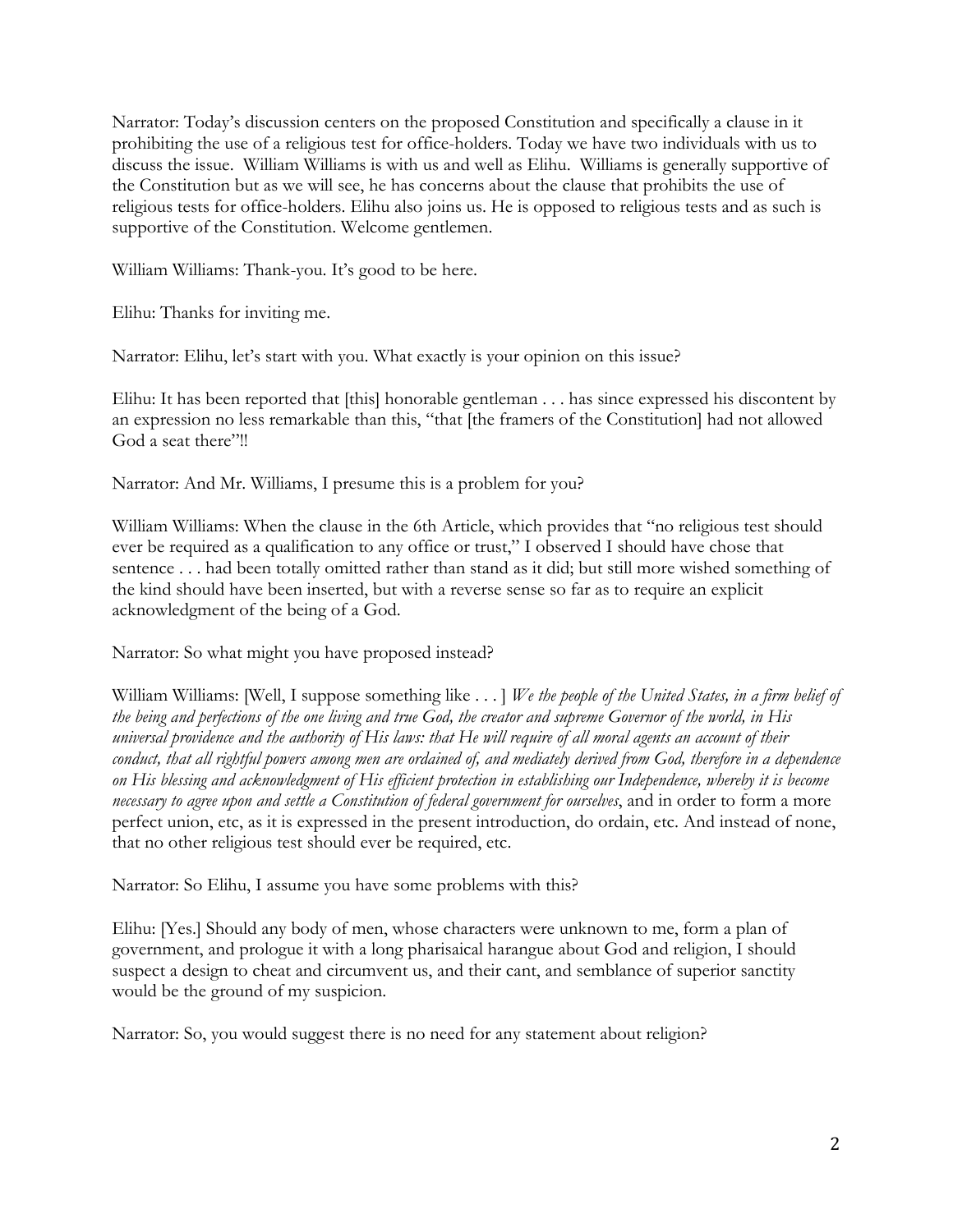Narrator: Today's discussion centers on the proposed Constitution and specifically a clause in it prohibiting the use of a religious test for office-holders. Today we have two individuals with us to discuss the issue. William Williams is with us and well as Elihu. Williams is generally supportive of the Constitution but as we will see, he has concerns about the clause that prohibits the use of religious tests for office-holders. Elihu also joins us. He is opposed to religious tests and as such is supportive of the Constitution. Welcome gentlemen.

William Williams: Thank-you. It's good to be here.

Elihu: Thanks for inviting me.

Narrator: Elihu, let's start with you. What exactly is your opinion on this issue?

Elihu: It has been reported that [this] honorable gentleman . . . has since expressed his discontent by an expression no less remarkable than this, "that [the framers of the Constitution] had not allowed God a seat there"!!

Narrator: And Mr. Williams, I presume this is a problem for you?

William Williams: When the clause in the 6th Article, which provides that "no religious test should ever be required as a qualification to any office or trust," I observed I should have chose that sentence . . . had been totally omitted rather than stand as it did; but still more wished something of the kind should have been inserted, but with a reverse sense so far as to require an explicit acknowledgment of the being of a God.

Narrator: So what might you have proposed instead?

William Williams: [Well, I suppose something like . . . ] *We the people of the United States, in a firm belief of the being and perfections of the one living and true God, the creator and supreme Governor of the world, in His universal providence and the authority of His laws: that He will require of all moral agents an account of their conduct, that all rightful powers among men are ordained of, and mediately derived from God, therefore in a dependence on His blessing and acknowledgment of His efficient protection in establishing our Independence, whereby it is become necessary to agree upon and settle a Constitution of federal government for ourselves*, and in order to form a more perfect union, etc, as it is expressed in the present introduction, do ordain, etc. And instead of none, that no other religious test should ever be required, etc.

Narrator: So Elihu, I assume you have some problems with this?

Elihu: [Yes.] Should any body of men, whose characters were unknown to me, form a plan of government, and prologue it with a long pharisaical harangue about God and religion, I should suspect a design to cheat and circumvent us, and their cant, and semblance of superior sanctity would be the ground of my suspicion.

Narrator: So, you would suggest there is no need for any statement about religion?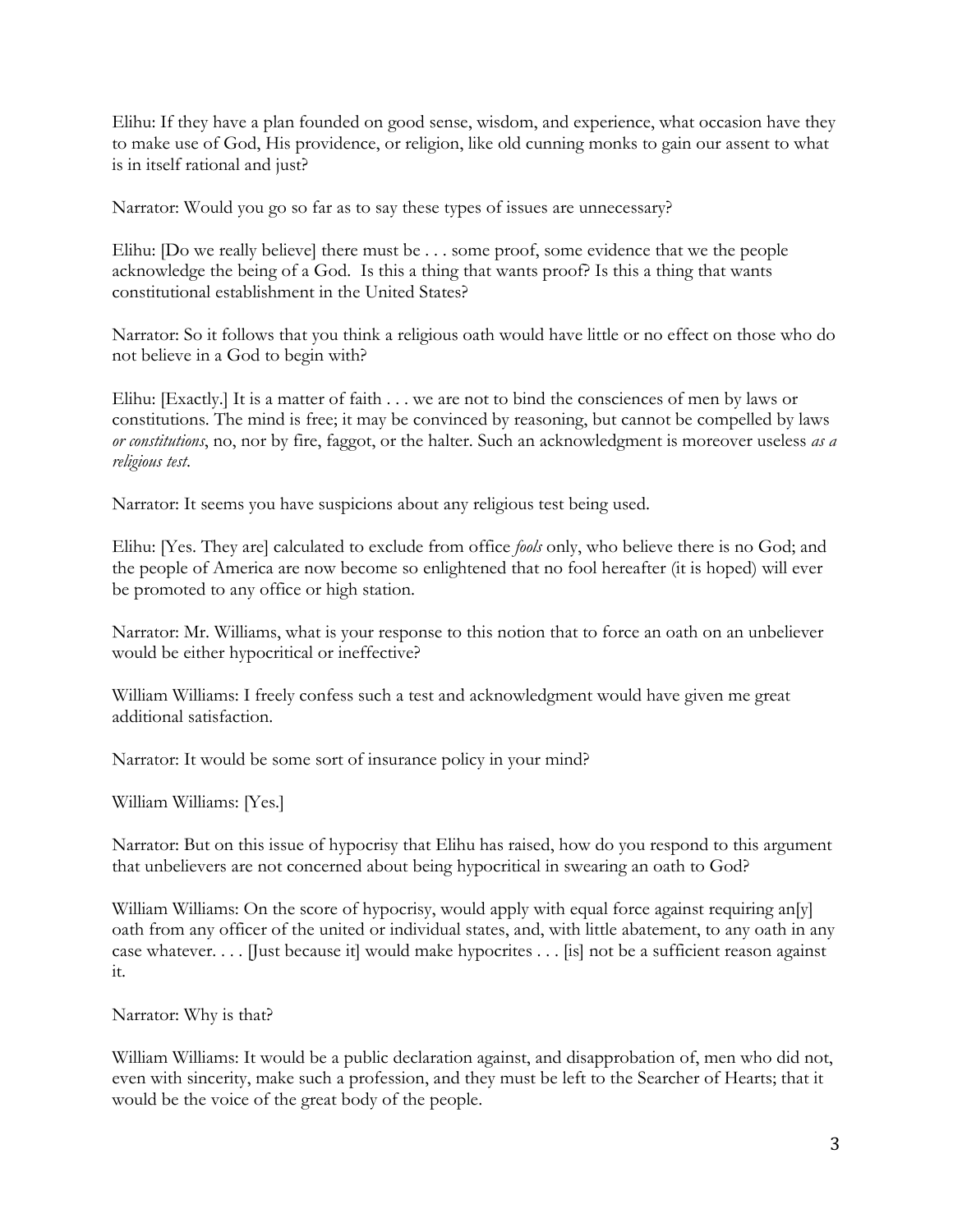Elihu: If they have a plan founded on good sense, wisdom, and experience, what occasion have they to make use of God, His providence, or religion, like old cunning monks to gain our assent to what is in itself rational and just?

Narrator: Would you go so far as to say these types of issues are unnecessary?

Elihu: [Do we really believe] there must be . . . some proof, some evidence that we the people acknowledge the being of a God. Is this a thing that wants proof? Is this a thing that wants constitutional establishment in the United States?

Narrator: So it follows that you think a religious oath would have little or no effect on those who do not believe in a God to begin with?

Elihu: [Exactly.] It is a matter of faith . . . we are not to bind the consciences of men by laws or constitutions. The mind is free; it may be convinced by reasoning, but cannot be compelled by laws *or constitutions*, no, nor by fire, faggot, or the halter. Such an acknowledgment is moreover useless *as a religious test*.

Narrator: It seems you have suspicions about any religious test being used.

Elihu: [Yes. They are] calculated to exclude from office *fools* only, who believe there is no God; and the people of America are now become so enlightened that no fool hereafter (it is hoped) will ever be promoted to any office or high station.

Narrator: Mr. Williams, what is your response to this notion that to force an oath on an unbeliever would be either hypocritical or ineffective?

William Williams: I freely confess such a test and acknowledgment would have given me great additional satisfaction.

Narrator: It would be some sort of insurance policy in your mind?

William Williams: [Yes.]

Narrator: But on this issue of hypocrisy that Elihu has raised, how do you respond to this argument that unbelievers are not concerned about being hypocritical in swearing an oath to God?

William Williams: On the score of hypocrisy, would apply with equal force against requiring an[y] oath from any officer of the united or individual states, and, with little abatement, to any oath in any case whatever. . . . [Just because it] would make hypocrites . . . [is] not be a sufficient reason against it.

Narrator: Why is that?

William Williams: It would be a public declaration against, and disapprobation of, men who did not, even with sincerity, make such a profession, and they must be left to the Searcher of Hearts; that it would be the voice of the great body of the people.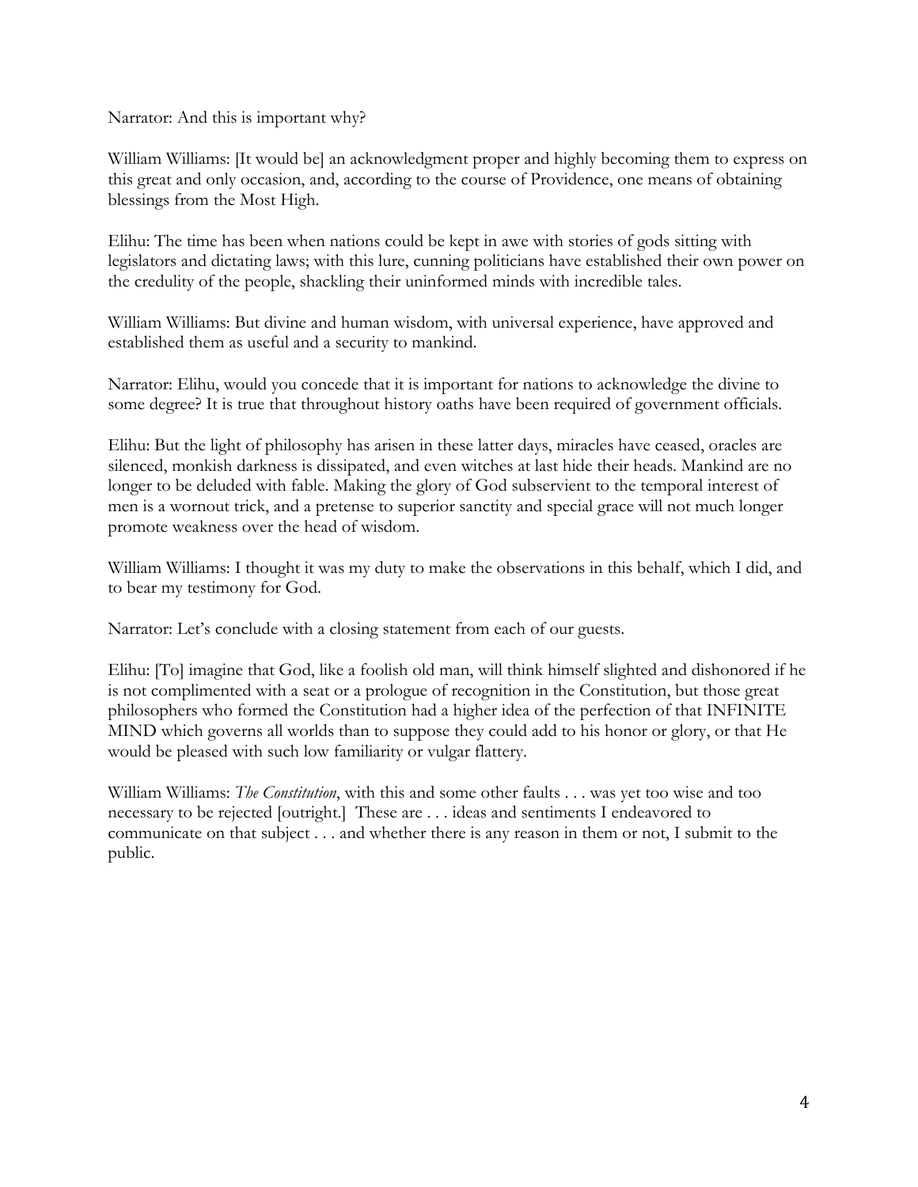Narrator: And this is important why?

William Williams: [It would be] an acknowledgment proper and highly becoming them to express on this great and only occasion, and, according to the course of Providence, one means of obtaining blessings from the Most High.

Elihu: The time has been when nations could be kept in awe with stories of gods sitting with legislators and dictating laws; with this lure, cunning politicians have established their own power on the credulity of the people, shackling their uninformed minds with incredible tales.

William Williams: But divine and human wisdom, with universal experience, have approved and established them as useful and a security to mankind.

Narrator: Elihu, would you concede that it is important for nations to acknowledge the divine to some degree? It is true that throughout history oaths have been required of government officials.

Elihu: But the light of philosophy has arisen in these latter days, miracles have ceased, oracles are silenced, monkish darkness is dissipated, and even witches at last hide their heads. Mankind are no longer to be deluded with fable. Making the glory of God subservient to the temporal interest of men is a wornout trick, and a pretense to superior sanctity and special grace will not much longer promote weakness over the head of wisdom.

William Williams: I thought it was my duty to make the observations in this behalf, which I did, and to bear my testimony for God.

Narrator: Let's conclude with a closing statement from each of our guests.

Elihu: [To] imagine that God, like a foolish old man, will think himself slighted and dishonored if he is not complimented with a seat or a prologue of recognition in the Constitution, but those great philosophers who formed the Constitution had a higher idea of the perfection of that INFINITE MIND which governs all worlds than to suppose they could add to his honor or glory, or that He would be pleased with such low familiarity or vulgar flattery.

William Williams: *The Constitution*, with this and some other faults . . . was yet too wise and too necessary to be rejected [outright.] These are . . . ideas and sentiments I endeavored to communicate on that subject . . . and whether there is any reason in them or not, I submit to the public.